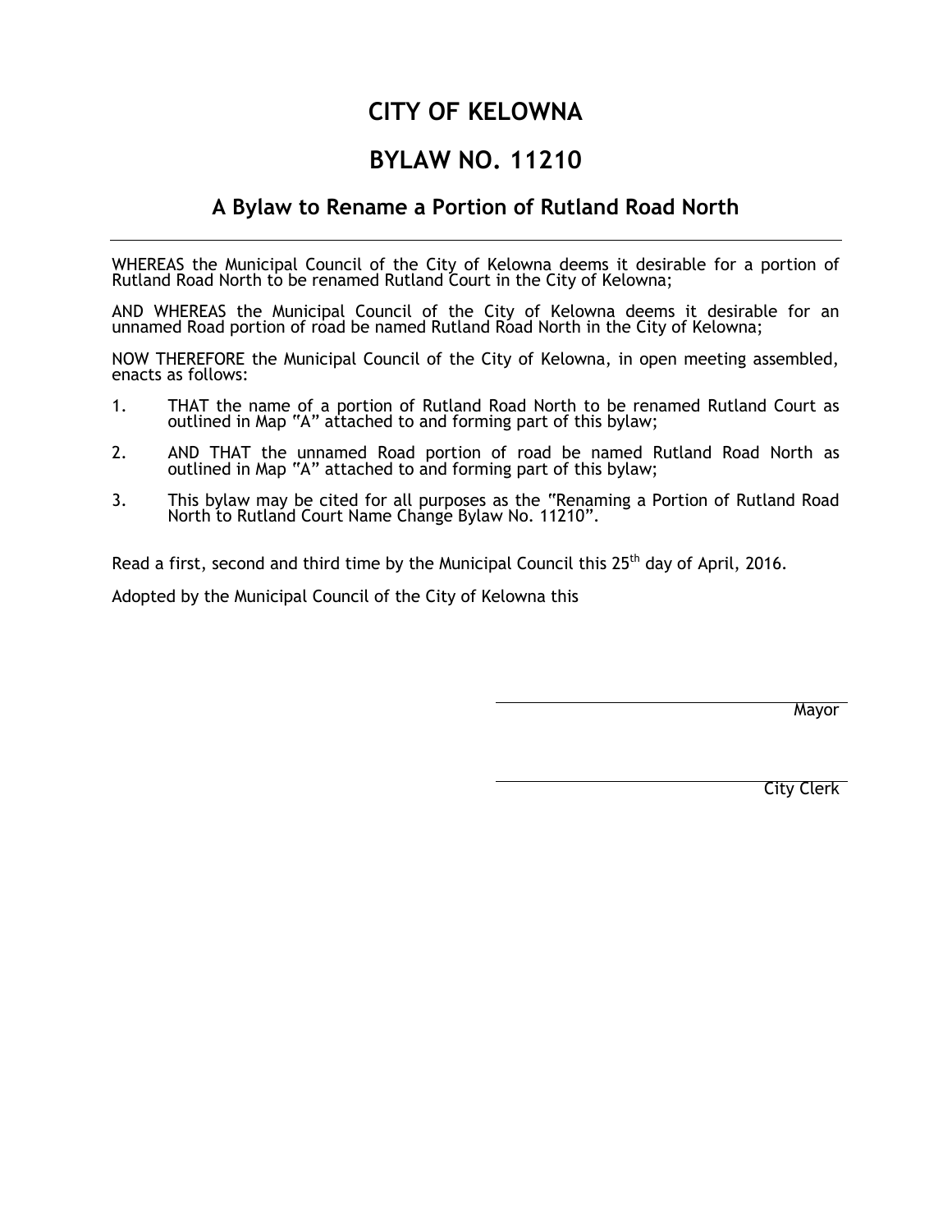# CITY OF KELOWNA

# BYLAW NO. 11210

## A Bylaw to Rename a Portion of Rutland Road North

---

WHEREAS the Municipal Council of the City of Kelowna deems it desirable for a portion of Rutland Road North to be renamed Rutland Court in the City of Kelowna;

AND WHEREAS the Municipal Council of the City of Kelowna deems it desirable for an unnamed Road portion of road be named Rutland Road North in the City of Kelowna;

NOW THEREFORE the Municipal Council of the City of Kelowna, in open meeting assembled, enacts as follows:

1. THAT the name of a portion of Rutland Road North to be renamed Rutland Court as outlined in Map "A" attached to and forming part of this bylaw;

2. AND THAT the unnamed Road portion of road be named Rutland Road North as outlined in Map "A" attached to and forming part of this bylaw;

3. This bylaw may be cited for all purposes as the "Renaming a Portion of Rutland Road North to Rutland Court Name Change Bylaw No. 11210".

Read a first, second and third time by the Municipal Council this 25th day of April, 2016.

Adopted by the Municipal Council of the City of Kelowna this

Mayor

City Clerk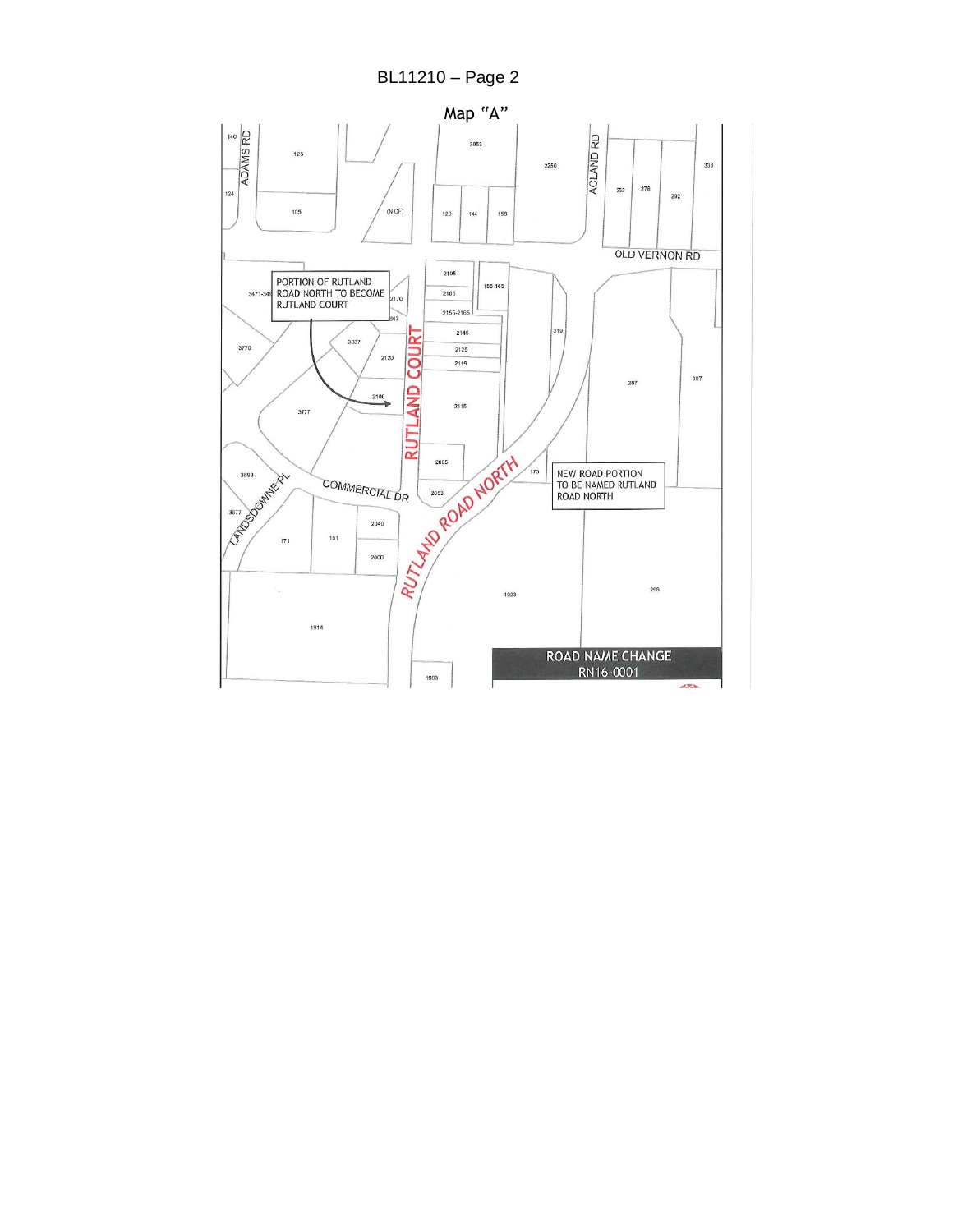## Map "A"

ADAMS RD

ACLAND RD

OLD VERNON RD

PORTION OF RUTLAND ROAD NORTH TO BECOME RUTLAND COURT

RUTLAND COURT

COMMERCIAL DR

LANDSDOWNE PL

RUTLAND ROAD NORTH

NEW ROAD PORTION TO BE NAMED RUTLAND ROAD NORTH

140
125
124
105
(N OF)
3953
120
144
158
2250
252
278
292
333
3471-349
2170
2195
2185
2155-2165
150-165
2145
2125
2119
3837
2120
3770
2100
2115
3777
2065
2053
219
287
307
175
3699
3677
2040
171
151
2000
1914
1023
298
1903

ROAD NAME CHANGE
RN16-0001